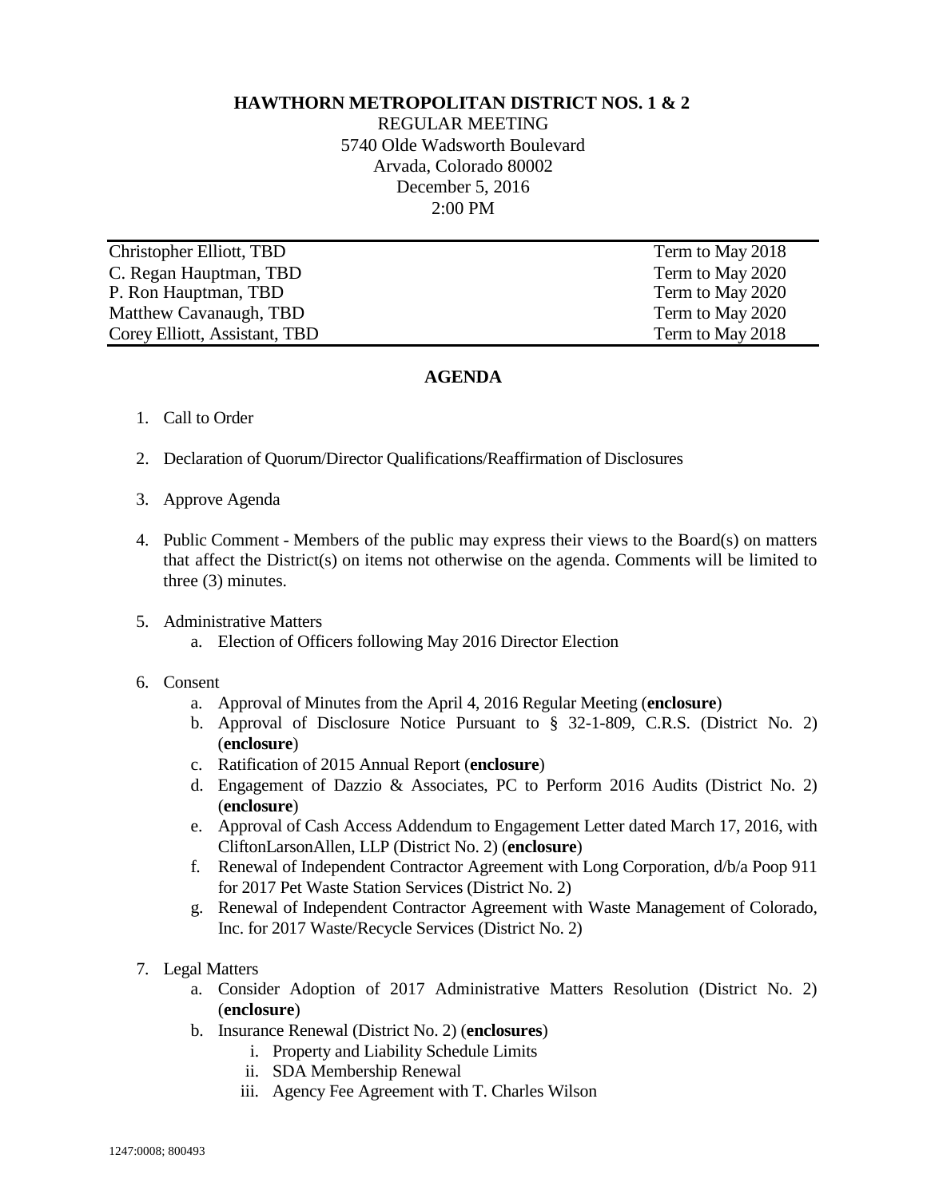**HAWTHORN METROPOLITAN DISTRICT NOS. 1 & 2**

REGULAR MEETING
5740 Olde Wadsworth Boulevard
Arvada, Colorado 80002
December 5, 2016
2:00 PM

| | |
|---|---|
| Christopher Elliott, TBD | Term to May 2018 |
| C. Regan Hauptman, TBD | Term to May 2020 |
| P. Ron Hauptman, TBD | Term to May 2020 |
| Matthew Cavanaugh, TBD | Term to May 2020 |
| Corey Elliott, Assistant, TBD | Term to May 2018 |

## AGENDA

1. Call to Order

2. Declaration of Quorum/Director Qualifications/Reaffirmation of Disclosures

3. Approve Agenda

4. Public Comment - Members of the public may express their views to the Board(s) on matters that affect the District(s) on items not otherwise on the agenda. Comments will be limited to three (3) minutes.

5. Administrative Matters
   a. Election of Officers following May 2016 Director Election

6. Consent
   a. Approval of Minutes from the April 4, 2016 Regular Meeting (**enclosure**)
   b. Approval of Disclosure Notice Pursuant to § 32-1-809, C.R.S. (District No. 2) (**enclosure**)
   c. Ratification of 2015 Annual Report (**enclosure**)
   d. Engagement of Dazzio & Associates, PC to Perform 2016 Audits (District No. 2) (**enclosure**)
   e. Approval of Cash Access Addendum to Engagement Letter dated March 17, 2016, with CliftonLarsonAllen, LLP (District No. 2) (**enclosure**)
   f. Renewal of Independent Contractor Agreement with Long Corporation, d/b/a Poop 911 for 2017 Pet Waste Station Services (District No. 2)
   g. Renewal of Independent Contractor Agreement with Waste Management of Colorado, Inc. for 2017 Waste/Recycle Services (District No. 2)

7. Legal Matters
   a. Consider Adoption of 2017 Administrative Matters Resolution (District No. 2) (**enclosure**)
   b. Insurance Renewal (District No. 2) (**enclosures**)
      i. Property and Liability Schedule Limits
      ii. SDA Membership Renewal
      iii. Agency Fee Agreement with T. Charles Wilson

1247:0008; 800493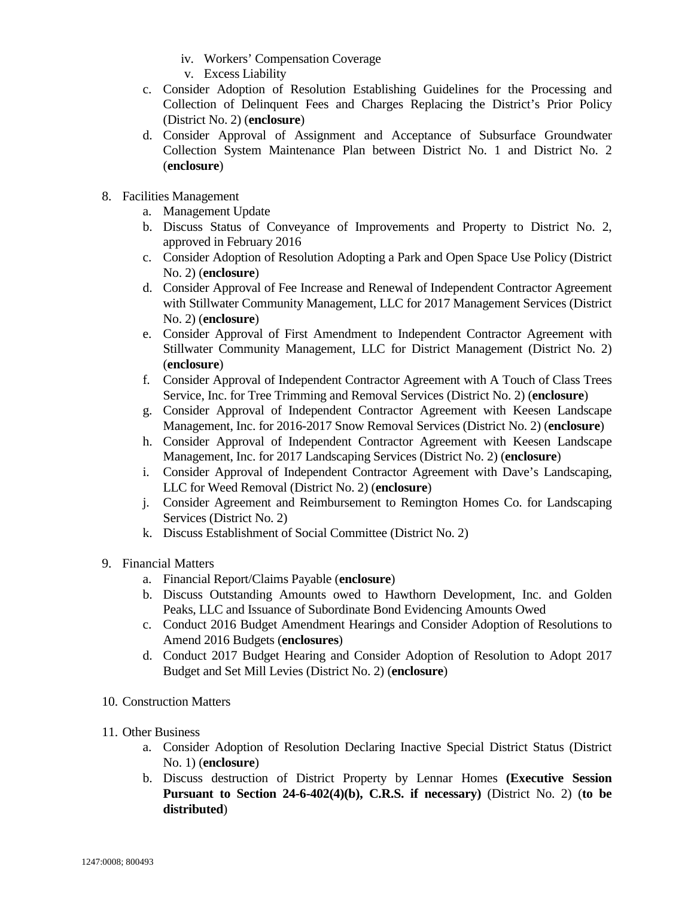iv. Workers' Compensation Coverage
v. Excess Liability

c. Consider Adoption of Resolution Establishing Guidelines for the Processing and Collection of Delinquent Fees and Charges Replacing the District's Prior Policy (District No. 2) (**enclosure**)
d. Consider Approval of Assignment and Acceptance of Subsurface Groundwater Collection System Maintenance Plan between District No. 1 and District No. 2 (**enclosure**)

8. Facilities Management
   a. Management Update
   b. Discuss Status of Conveyance of Improvements and Property to District No. 2, approved in February 2016
   c. Consider Adoption of Resolution Adopting a Park and Open Space Use Policy (District No. 2) (**enclosure**)
   d. Consider Approval of Fee Increase and Renewal of Independent Contractor Agreement with Stillwater Community Management, LLC for 2017 Management Services (District No. 2) (**enclosure**)
   e. Consider Approval of First Amendment to Independent Contractor Agreement with Stillwater Community Management, LLC for District Management (District No. 2) (**enclosure**)
   f. Consider Approval of Independent Contractor Agreement with A Touch of Class Trees Service, Inc. for Tree Trimming and Removal Services (District No. 2) (**enclosure**)
   g. Consider Approval of Independent Contractor Agreement with Keesen Landscape Management, Inc. for 2016-2017 Snow Removal Services (District No. 2) (**enclosure**)
   h. Consider Approval of Independent Contractor Agreement with Keesen Landscape Management, Inc. for 2017 Landscaping Services (District No. 2) (**enclosure**)
   i. Consider Approval of Independent Contractor Agreement with Dave's Landscaping, LLC for Weed Removal (District No. 2) (**enclosure**)
   j. Consider Agreement and Reimbursement to Remington Homes Co. for Landscaping Services (District No. 2)
   k. Discuss Establishment of Social Committee (District No. 2)

9. Financial Matters
   a. Financial Report/Claims Payable (**enclosure**)
   b. Discuss Outstanding Amounts owed to Hawthorn Development, Inc. and Golden Peaks, LLC and Issuance of Subordinate Bond Evidencing Amounts Owed
   c. Conduct 2016 Budget Amendment Hearings and Consider Adoption of Resolutions to Amend 2016 Budgets (**enclosures**)
   d. Conduct 2017 Budget Hearing and Consider Adoption of Resolution to Adopt 2017 Budget and Set Mill Levies (District No. 2) (**enclosure**)

10. Construction Matters

11. Other Business
    a. Consider Adoption of Resolution Declaring Inactive Special District Status (District No. 1) (**enclosure**)
    b. Discuss destruction of District Property by Lennar Homes **(Executive Session Pursuant to Section 24-6-402(4)(b), C.R.S. if necessary)** (District No. 2) (**to be distributed**)

1247:0008; 800493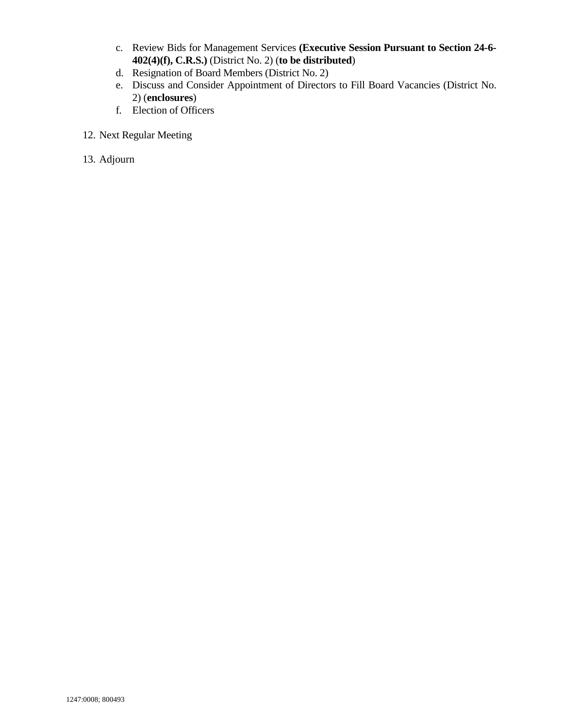c. Review Bids for Management Services **(Executive Session Pursuant to Section 24-6-402(4)(f), C.R.S.)** (District No. 2) (**to be distributed**)
d. Resignation of Board Members (District No. 2)
e. Discuss and Consider Appointment of Directors to Fill Board Vacancies (District No. 2) (**enclosures**)
f. Election of Officers

12. Next Regular Meeting

13. Adjourn

1247:0008; 800493